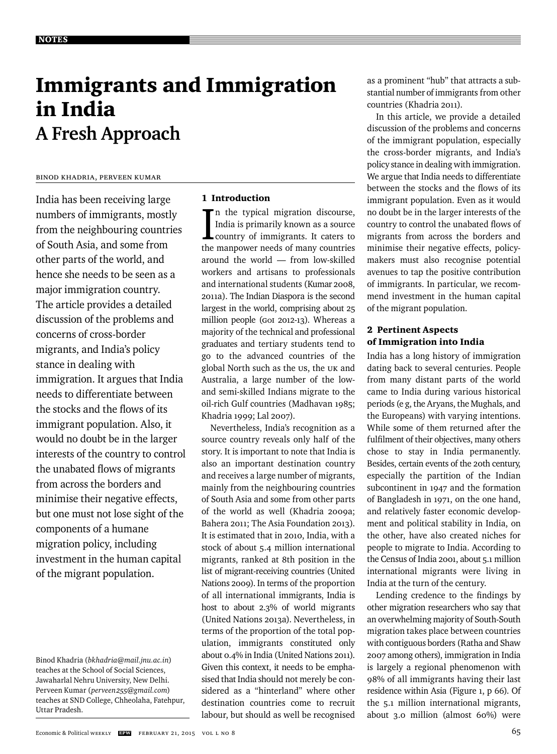# Immigrants and Immigration in India

## A Fresh Approach

Binod Khadria, Perveen Kumar

India has been receiving large numbers of immigrants, mostly from the neighbouring countries of South Asia, and some from other parts of the world, and hence she needs to be seen as a major immigration country. The article provides a detailed discussion of the problems and concerns of cross-border migrants, and India's policy stance in dealing with immigration. It argues that India needs to differentiate between the stocks and the flows of its immigrant population. Also, it would no doubt be in the larger interests of the country to control the unabated flows of migrants from across the borders and minimise their negative effects, but one must not lose sight of the components of a humane migration policy, including investment in the human capital of the migrant population.

Binod Khadria (*bkhadria@mail.jnu.ac.in*) teaches at the School of Social Sciences, Jawaharlal Nehru University, New Delhi. Perveen Kumar (*perveen255@gmail.com*) teaches at SND College, Chheolaha, Fatehpur, Uttar Pradesh.

### 1 Introduction

In the typical migration discourse, India is primarily known as a source country of immigrants. It caters to the manpower needs of many countries around the world — from low-skilled workers and artisans to professionals and international students (Kumar 2008, 2011a). The Indian Diaspora is the second largest in the world, comprising about 25 million people (GOI 2012-13). Whereas a majority of the technical and professional graduates and tertiary students tend to go to the advanced countries of the global North such as the US, the UK and Australia, a large number of the low- and semi-skilled Indians migrate to the oil-rich Gulf countries (Madhavan 1985; Khadria 1999; Lal 2007).

Nevertheless, India's recognition as a source country reveals only half of the story. It is important to note that India is also an important destination country and receives a large number of migrants, mainly from the neighbouring countries of South Asia and some from other parts of the world as well (Khadria 2009a; Bahera 2011; The Asia Foundation 2013). It is estimated that in 2010, India, with a stock of about 5.4 million international migrants, ranked at 8th position in the list of migrant-receiving countries (United Nations 2009). In terms of the proportion of all international immigrants, India is host to about 2.3% of world migrants (United Nations 2013a). Nevertheless, in terms of the proportion of the total population, immigrants constituted only about 0.4% in India (United Nations 2011). Given this context, it needs to be emphasised that India should not merely be considered as a "hinterland" where other destination countries come to recruit labour, but should as well be recognised as a prominent "hub" that attracts a substantial number of immigrants from other countries (Khadria 2011).

In this article, we provide a detailed discussion of the problems and concerns of the immigrant population, especially the cross-border migrants, and India's policy stance in dealing with immigration. We argue that India needs to differentiate between the stocks and the flows of its immigrant population. Even as it would no doubt be in the larger interests of the country to control the unabated flows of migrants from across the borders and minimise their negative effects, policymakers must also recognise potential avenues to tap the positive contribution of immigrants. In particular, we recommend investment in the human capital of the migrant population.

### 2 Pertinent Aspects of Immigration into India

India has a long history of immigration dating back to several centuries. People from many distant parts of the world came to India during various historical periods (e g, the Aryans, the Mughals, and the Europeans) with varying intentions. While some of them returned after the fulfilment of their objectives, many others chose to stay in India permanently. Besides, certain events of the 20th century, especially the partition of the Indian subcontinent in 1947 and the formation of Bangladesh in 1971, on the one hand, and relatively faster economic development and political stability in India, on the other, have also created niches for people to migrate to India. According to the Census of India 2001, about 5.1 million international migrants were living in India at the turn of the century.

Lending credence to the findings by other migration researchers who say that an overwhelming majority of South-South migration takes place between countries with contiguous borders (Ratha and Shaw 2007 among others), immigration in India is largely a regional phenomenon with 98% of all immigrants having their last residence within Asia (Figure 1, p 66). Of the 5.1 million international migrants, about 3.0 million (almost 60%) were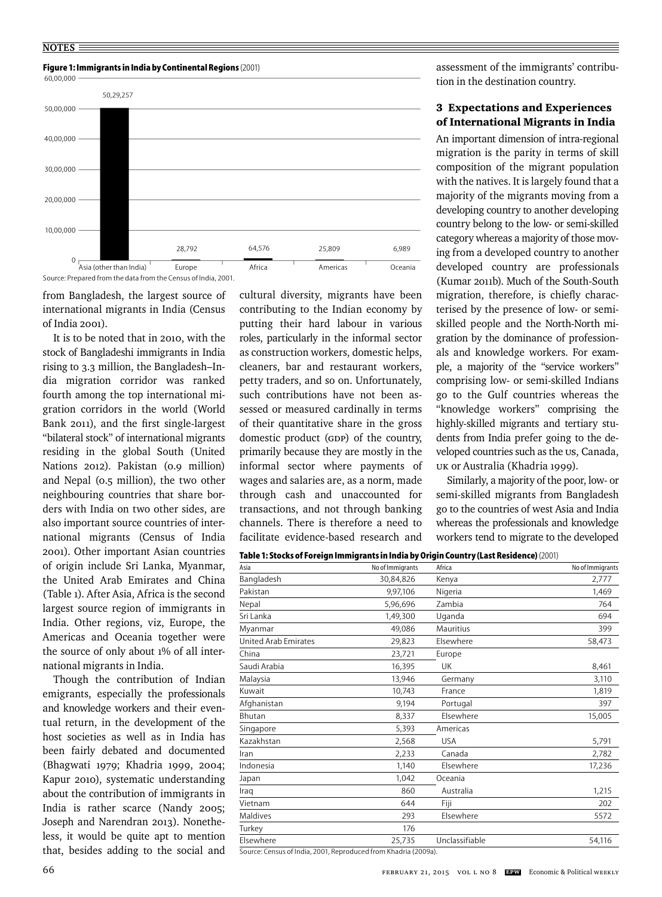**Figure 1: Immigrants in India by Continental Regions** (2001)

| Region | Immigrants |
|---|---|
| Asia (other than India) | 50,29,257 |
| Europe | 28,792 |
| Africa | 64,576 |
| Americas | 25,809 |
| Oceania | 6,989 |

Source: Prepared from the data from the Census of India, 2001.

from Bangladesh, the largest source of international migrants in India (Census of India 2001).

It is to be noted that in 2010, with the stock of Bangladeshi immigrants in India rising to 3.3 million, the Bangladesh–India migration corridor was ranked fourth among the top international migration corridors in the world (World Bank 2011), and the first single-largest "bilateral stock" of international migrants residing in the global South (United Nations 2012). Pakistan (0.9 million) and Nepal (0.5 million), the two other neighbouring countries that share borders with India on two other sides, are also important source countries of international migrants (Census of India 2001). Other important Asian countries of origin include Sri Lanka, Myanmar, the United Arab Emirates and China (Table 1). After Asia, Africa is the second largest source region of immigrants in India. Other regions, viz, Europe, the Americas and Oceania together were the source of only about 1% of all international migrants in India.

Though the contribution of Indian emigrants, especially the professionals and knowledge workers and their eventual return, in the development of the host societies as well as in India has been fairly debated and documented (Bhagwati 1979; Khadria 1999, 2004; Kapur 2010), systematic understanding about the contribution of immigrants in India is rather scarce (Nandy 2005; Joseph and Narendran 2013). Nonetheless, it would be quite apt to mention that, besides adding to the social and cultural diversity, migrants have been contributing to the Indian economy by putting their hard labour in various roles, particularly in the informal sector as construction workers, domestic helps, cleaners, bar and restaurant workers, petty traders, and so on. Unfortunately, such contributions have not been assessed or measured cardinally in terms of their quantitative share in the gross domestic product (GDP) of the country, primarily because they are mostly in the informal sector where payments of wages and salaries are, as a norm, made through cash and unaccounted for transactions, and not through banking channels. There is therefore a need to facilitate evidence-based research and assessment of the immigrants' contribution in the destination country.

## 3 Expectations and Experiences of International Migrants in India

An important dimension of intra-regional migration is the parity in terms of skill composition of the migrant population with the natives. It is largely found that a majority of the migrants moving from a developing country to another developing country belong to the low- or semi-skilled category whereas a majority of those moving from a developed country to another developed country are professionals (Kumar 2011b). Much of the South-South migration, therefore, is chiefly characterised by the presence of low- or semi-skilled people and the North-North migration by the dominance of professionals and knowledge workers. For example, a majority of the "service workers" comprising low- or semi-skilled Indians go to the Gulf countries whereas the "knowledge workers" comprising the highly-skilled migrants and tertiary students from India prefer going to the developed countries such as the US, Canada, UK or Australia (Khadria 1999).

Similarly, a majority of the poor, low- or semi-skilled migrants from Bangladesh go to the countries of west Asia and India whereas the professionals and knowledge workers tend to migrate to the developed

**Table 1: Stocks of Foreign Immigrants in India by Origin Country (Last Residence)** (2001)

| Asia | No of Immigrants | Africa | No of Immigrants |
|---|---|---|---|
| Bangladesh | 30,84,826 | Kenya | 2,777 |
| Pakistan | 9,97,106 | Nigeria | 1,469 |
| Nepal | 5,96,696 | Zambia | 764 |
| Sri Lanka | 1,49,300 | Uganda | 694 |
| Myanmar | 49,086 | Mauritius | 399 |
| United Arab Emirates | 29,823 | Elsewhere | 58,473 |
| China | 23,721 | Europe | |
| Saudi Arabia | 16,395 | UK | 8,461 |
| Malaysia | 13,946 | Germany | 3,110 |
| Kuwait | 10,743 | France | 1,819 |
| Afghanistan | 9,194 | Portugal | 397 |
| Bhutan | 8,337 | Elsewhere | 15,005 |
| Singapore | 5,393 | Americas | |
| Kazakhstan | 2,568 | USA | 5,791 |
| Iran | 2,233 | Canada | 2,782 |
| Indonesia | 1,140 | Elsewhere | 17,236 |
| Japan | 1,042 | Oceania | |
| Iraq | 860 | Australia | 1,215 |
| Vietnam | 644 | Fiji | 202 |
| Maldives | 293 | Elsewhere | 5572 |
| Turkey | 176 | | |
| Elsewhere | 25,735 | Unclassifiable | 54,116 |

Source: Census of India, 2001, Reproduced from Khadria (2009a).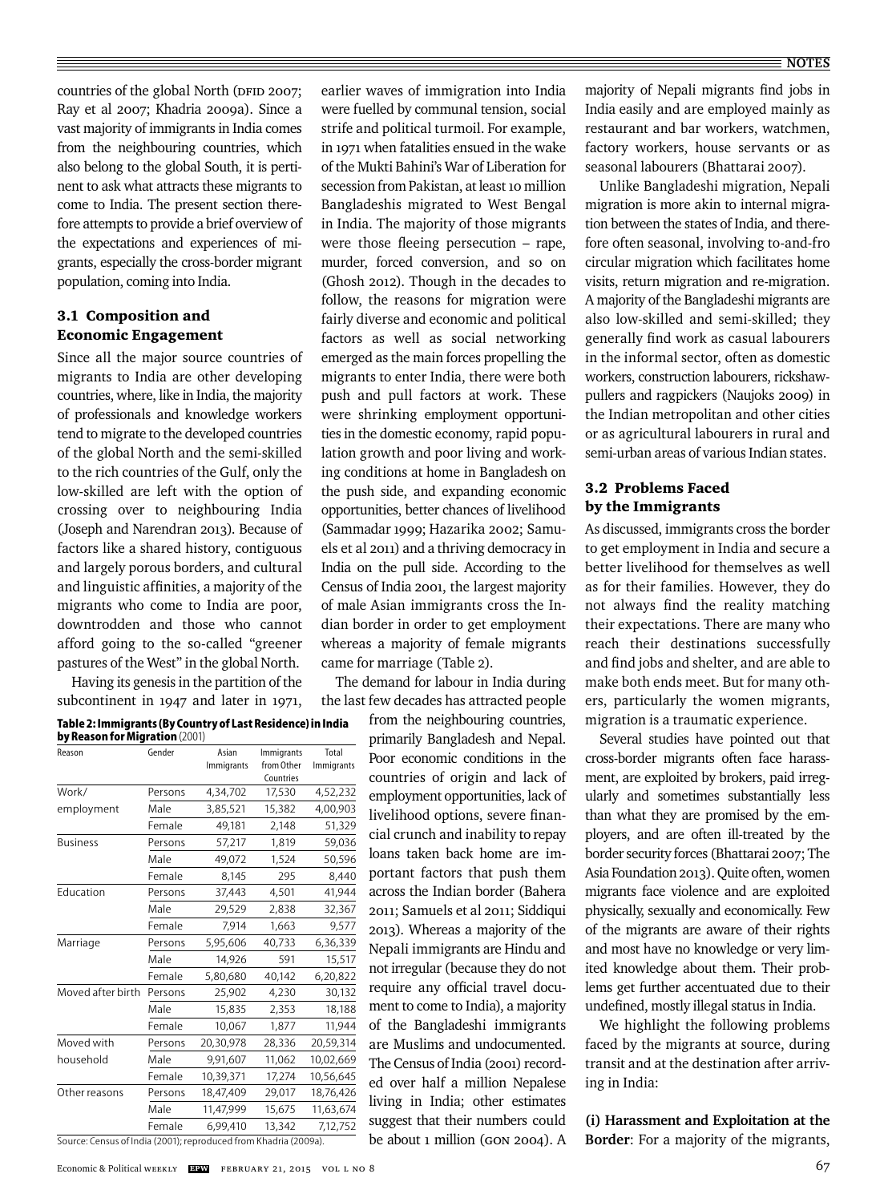countries of the global North (DFID 2007; Ray et al 2007; Khadria 2009a). Since a vast majority of immigrants in India comes from the neighbouring countries, which also belong to the global South, it is pertinent to ask what attracts these migrants to come to India. The present section therefore attempts to provide a brief overview of the expectations and experiences of migrants, especially the cross-border migrant population, coming into India.

### 3.1 Composition and Economic Engagement

Since all the major source countries of migrants to India are other developing countries, where, like in India, the majority of professionals and knowledge workers tend to migrate to the developed countries of the global North and the semi-skilled to the rich countries of the Gulf, only the low-skilled are left with the option of crossing over to neighbouring India (Joseph and Narendran 2013). Because of factors like a shared history, contiguous and largely porous borders, and cultural and linguistic affinities, a majority of the migrants who come to India are poor, downtrodden and those who cannot afford going to the so-called "greener pastures of the West" in the global North.

Having its genesis in the partition of the subcontinent in 1947 and later in 1971, earlier waves of immigration into India were fuelled by communal tension, social strife and political turmoil. For example, in 1971 when fatalities ensued in the wake of the Mukti Bahini's War of Liberation for secession from Pakistan, at least 10 million Bangladeshis migrated to West Bengal in India. The majority of those migrants were those fleeing persecution – rape, murder, forced conversion, and so on (Ghosh 2012). Though in the decades to follow, the reasons for migration were fairly diverse and economic and political factors as well as social networking emerged as the main forces propelling the migrants to enter India, there were both push and pull factors at work. These were shrinking employment opportunities in the domestic economy, rapid population growth and poor living and working conditions at home in Bangladesh on the push side, and expanding economic opportunities, better chances of livelihood (Sammadar 1999; Hazarika 2002; Samuels et al 2011) and a thriving democracy in India on the pull side. According to the Census of India 2001, the largest majority of male Asian immigrants cross the Indian border in order to get employment whereas a majority of female migrants came for marriage (Table 2).

**Table 2: Immigrants (By Country of Last Residence) in India by Reason for Migration** (2001)

| Reason | Gender | Asian Immigrants | Immigrants from Other Countries | Total Immigrants |
|---|---|---|---|---|
| Work/ employment | Persons | 4,34,702 | 17,530 | 4,52,232 |
| | Male | 3,85,521 | 15,382 | 4,00,903 |
| | Female | 49,181 | 2,148 | 51,329 |
| Business | Persons | 57,217 | 1,819 | 59,036 |
| | Male | 49,072 | 1,524 | 50,596 |
| | Female | 8,145 | 295 | 8,440 |
| Education | Persons | 37,443 | 4,501 | 41,944 |
| | Male | 29,529 | 2,838 | 32,367 |
| | Female | 7,914 | 1,663 | 9,577 |
| Marriage | Persons | 5,95,606 | 40,733 | 6,36,339 |
| | Male | 14,926 | 591 | 15,517 |
| | Female | 5,80,680 | 40,142 | 6,20,822 |
| Moved after birth | Persons | 25,902 | 4,230 | 30,132 |
| | Male | 15,835 | 2,353 | 18,188 |
| | Female | 10,067 | 1,877 | 11,944 |
| Moved with household | Persons | 20,30,978 | 28,336 | 20,59,314 |
| | Male | 9,91,607 | 11,062 | 10,02,669 |
| | Female | 10,39,371 | 17,274 | 10,56,645 |
| Other reasons | Persons | 18,47,409 | 29,017 | 18,76,426 |
| | Male | 11,47,999 | 15,675 | 11,63,674 |
| | Female | 6,99,410 | 13,342 | 7,12,752 |

Source: Census of India (2001); reproduced from Khadria (2009a).

The demand for labour in India during the last few decades has attracted people from the neighbouring countries, primarily Bangladesh and Nepal. Poor economic conditions in the countries of origin and lack of employment opportunities, lack of livelihood options, severe financial crunch and inability to repay loans taken back home are important factors that push them across the Indian border (Bahera 2011; Samuels et al 2011; Siddiqui 2013). Whereas a majority of the Nepali immigrants are Hindu and not irregular (because they do not require any official travel document to come to India), a majority of the Bangladeshi immigrants are Muslims and undocumented. The Census of India (2001) recorded over half a million Nepalese living in India; other estimates suggest that their numbers could be about 1 million (GON 2004). A majority of Nepali migrants find jobs in India easily and are employed mainly as restaurant and bar workers, watchmen, factory workers, house servants or as seasonal labourers (Bhattarai 2007).

Unlike Bangladeshi migration, Nepali migration is more akin to internal migration between the states of India, and therefore often seasonal, involving to-and-fro circular migration which facilitates home visits, return migration and re-migration. A majority of the Bangladeshi migrants are also low-skilled and semi-skilled; they generally find work as casual labourers in the informal sector, often as domestic workers, construction labourers, rickshaw-pullers and ragpickers (Naujoks 2009) in the Indian metropolitan and other cities or as agricultural labourers in rural and semi-urban areas of various Indian states.

### 3.2 Problems Faced by the Immigrants

As discussed, immigrants cross the border to get employment in India and secure a better livelihood for themselves as well as for their families. However, they do not always find the reality matching their expectations. There are many who reach their destinations successfully and find jobs and shelter, and are able to make both ends meet. But for many others, particularly the women migrants, migration is a traumatic experience.

Several studies have pointed out that cross-border migrants often face harassment, are exploited by brokers, paid irregularly and sometimes substantially less than what they are promised by the employers, and are often ill-treated by the border security forces (Bhattarai 2007; The Asia Foundation 2013). Quite often, women migrants face violence and are exploited physically, sexually and economically. Few of the migrants are aware of their rights and most have no knowledge or very limited knowledge about them. Their problems get further accentuated due to their undefined, mostly illegal status in India.

We highlight the following problems faced by the migrants at source, during transit and at the destination after arriving in India:

**(i) Harassment and Exploitation at the Border**: For a majority of the migrants,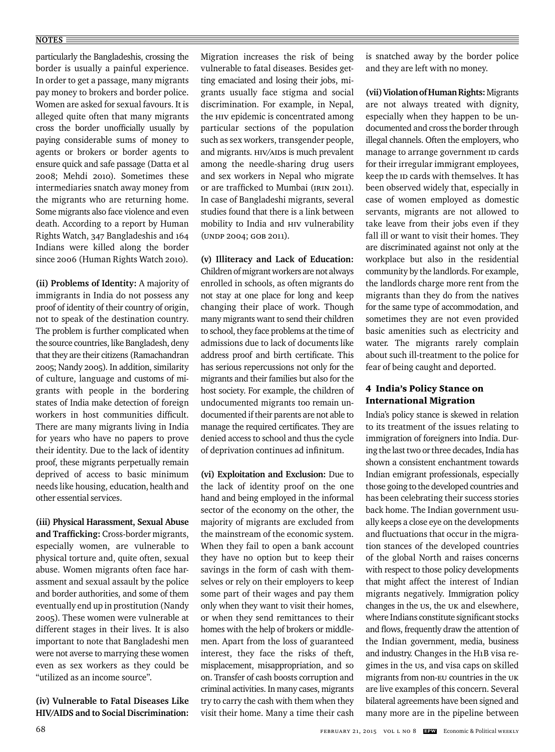particularly the Bangladeshis, crossing the border is usually a painful experience. In order to get a passage, many migrants pay money to brokers and border police. Women are asked for sexual favours. It is alleged quite often that many migrants cross the border unofficially usually by paying considerable sums of money to agents or brokers or border agents to ensure quick and safe passage (Datta et al 2008; Mehdi 2010). Sometimes these intermediaries snatch away money from the migrants who are returning home. Some migrants also face violence and even death. According to a report by Human Rights Watch, 347 Bangladeshis and 164 Indians were killed along the border since 2006 (Human Rights Watch 2010).

**(ii) Problems of Identity:** A majority of immigrants in India do not possess any proof of identity of their country of origin, not to speak of the destination country. The problem is further complicated when the source countries, like Bangladesh, deny that they are their citizens (Ramachandran 2005; Nandy 2005). In addition, similarity of culture, language and customs of migrants with people in the bordering states of India make detection of foreign workers in host communities difficult. There are many migrants living in India for years who have no papers to prove their identity. Due to the lack of identity proof, these migrants perpetually remain deprived of access to basic minimum needs like housing, education, health and other essential services.

**(iii) Physical Harassment, Sexual Abuse and Trafficking:** Cross-border migrants, especially women, are vulnerable to physical torture and, quite often, sexual abuse. Women migrants often face harassment and sexual assault by the police and border authorities, and some of them eventually end up in prostitution (Nandy 2005). These women were vulnerable at different stages in their lives. It is also important to note that Bangladeshi men were not averse to marrying these women even as sex workers as they could be "utilized as an income source".

**(iv) Vulnerable to Fatal Diseases Like HIV/AIDS and to Social Discrimination:** Migration increases the risk of being vulnerable to fatal diseases. Besides getting emaciated and losing their jobs, migrants usually face stigma and social discrimination. For example, in Nepal, the HIV epidemic is concentrated among particular sections of the population such as sex workers, transgender people, and migrants. HIV/AIDS is much prevalent among the needle-sharing drug users and sex workers in Nepal who migrate or are trafficked to Mumbai (IRIN 2011). In case of Bangladeshi migrants, several studies found that there is a link between mobility to India and HIV vulnerability (UNDP 2004; GOB 2011).

**(v) Illiteracy and Lack of Education:** Children of migrant workers are not always enrolled in schools, as often migrants do not stay at one place for long and keep changing their place of work. Though many migrants want to send their children to school, they face problems at the time of admissions due to lack of documents like address proof and birth certificate. This has serious repercussions not only for the migrants and their families but also for the host society. For example, the children of undocumented migrants too remain undocumented if their parents are not able to manage the required certificates. They are denied access to school and thus the cycle of deprivation continues ad infinitum.

**(vi) Exploitation and Exclusion:** Due to the lack of identity proof on the one hand and being employed in the informal sector of the economy on the other, the majority of migrants are excluded from the mainstream of the economic system. When they fail to open a bank account they have no option but to keep their savings in the form of cash with themselves or rely on their employers to keep some part of their wages and pay them only when they want to visit their homes, or when they send remittances to their homes with the help of brokers or middlemen. Apart from the loss of guaranteed interest, they face the risks of theft, misplacement, misappropriation, and so on. Transfer of cash boosts corruption and criminal activities. In many cases, migrants try to carry the cash with them when they visit their home. Many a time their cash is snatched away by the border police and they are left with no money.

**(vii) Violation of Human Rights:** Migrants are not always treated with dignity, especially when they happen to be undocumented and cross the border through illegal channels. Often the employers, who manage to arrange government ID cards for their irregular immigrant employees, keep the ID cards with themselves. It has been observed widely that, especially in case of women employed as domestic servants, migrants are not allowed to take leave from their jobs even if they fall ill or want to visit their homes. They are discriminated against not only at the workplace but also in the residential community by the landlords. For example, the landlords charge more rent from the migrants than they do from the natives for the same type of accommodation, and sometimes they are not even provided basic amenities such as electricity and water. The migrants rarely complain about such ill-treatment to the police for fear of being caught and deported.

## 4 India's Policy Stance on International Migration

India's policy stance is skewed in relation to its treatment of the issues relating to immigration of foreigners into India. During the last two or three decades, India has shown a consistent enchantment towards Indian emigrant professionals, especially those going to the developed countries and has been celebrating their success stories back home. The Indian government usually keeps a close eye on the developments and fluctuations that occur in the migration stances of the developed countries of the global North and raises concerns with respect to those policy developments that might affect the interest of Indian migrants negatively. Immigration policy changes in the US, the UK and elsewhere, where Indians constitute significant stocks and flows, frequently draw the attention of the Indian government, media, business and industry. Changes in the H1B visa regimes in the US, and visa caps on skilled migrants from non-EU countries in the UK are live examples of this concern. Several bilateral agreements have been signed and many more are in the pipeline between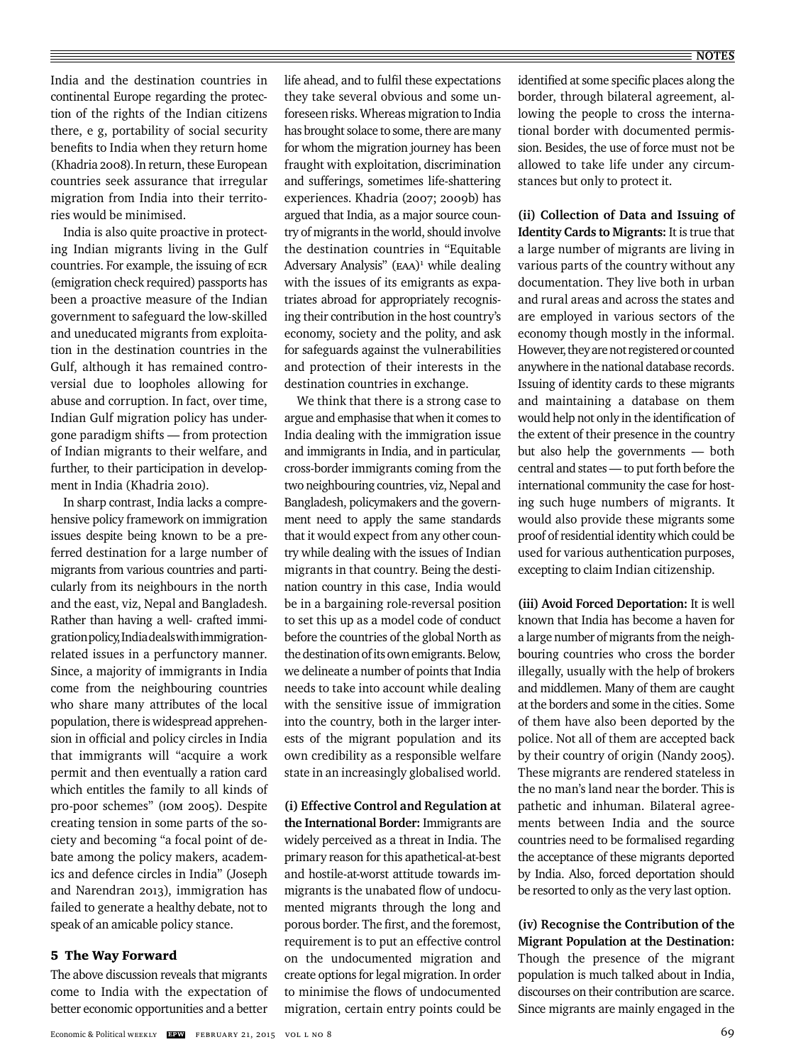India and the destination countries in continental Europe regarding the protection of the rights of the Indian citizens there, e g, portability of social security benefits to India when they return home (Khadria 2008). In return, these European countries seek assurance that irregular migration from India into their territories would be minimised.

India is also quite proactive in protecting Indian migrants living in the Gulf countries. For example, the issuing of ECR (emigration check required) passports has been a proactive measure of the Indian government to safeguard the low-skilled and uneducated migrants from exploitation in the destination countries in the Gulf, although it has remained controversial due to loopholes allowing for abuse and corruption. In fact, over time, Indian Gulf migration policy has undergone paradigm shifts — from protection of Indian migrants to their welfare, and further, to their participation in development in India (Khadria 2010).

In sharp contrast, India lacks a comprehensive policy framework on immigration issues despite being known to be a preferred destination for a large number of migrants from various countries and particularly from its neighbours in the north and the east, viz, Nepal and Bangladesh. Rather than having a well- crafted immigration policy, India deals with immigration-related issues in a perfunctory manner. Since, a majority of immigrants in India come from the neighbouring countries who share many attributes of the local population, there is widespread apprehension in official and policy circles in India that immigrants will "acquire a work permit and then eventually a ration card which entitles the family to all kinds of pro-poor schemes" (IOM 2005). Despite creating tension in some parts of the society and becoming "a focal point of debate among the policy makers, academics and defence circles in India" (Joseph and Narendran 2013), immigration has failed to generate a healthy debate, not to speak of an amicable policy stance.

## 5 The Way Forward

The above discussion reveals that migrants come to India with the expectation of better economic opportunities and a better life ahead, and to fulfil these expectations they take several obvious and some unforeseen risks. Whereas migration to India has brought solace to some, there are many for whom the migration journey has been fraught with exploitation, discrimination and sufferings, sometimes life-shattering experiences. Khadria (2007; 2009b) has argued that India, as a major source country of migrants in the world, should involve the destination countries in "Equitable Adversary Analysis" (EAA)[1] while dealing with the issues of its emigrants as expatriates abroad for appropriately recognising their contribution in the host country's economy, society and the polity, and ask for safeguards against the vulnerabilities and protection of their interests in the destination countries in exchange.

We think that there is a strong case to argue and emphasise that when it comes to India dealing with the immigration issue and immigrants in India, and in particular, cross-border immigrants coming from the two neighbouring countries, viz, Nepal and Bangladesh, policymakers and the government need to apply the same standards that it would expect from any other country while dealing with the issues of Indian migrants in that country. Being the destination country in this case, India would be in a bargaining role-reversal position to set this up as a model code of conduct before the countries of the global North as the destination of its own emigrants. Below, we delineate a number of points that India needs to take into account while dealing with the sensitive issue of immigration into the country, both in the larger interests of the migrant population and its own credibility as a responsible welfare state in an increasingly globalised world.

**(i) Effective Control and Regulation at the International Border:** Immigrants are widely perceived as a threat in India. The primary reason for this apathetical-at-best and hostile-at-worst attitude towards immigrants is the unabated flow of undocumented migrants through the long and porous border. The first, and the foremost, requirement is to put an effective control on the undocumented migration and create options for legal migration. In order to minimise the flows of undocumented migration, certain entry points could be identified at some specific places along the border, through bilateral agreement, allowing the people to cross the international border with documented permission. Besides, the use of force must not be allowed to take life under any circumstances but only to protect it.

**(ii) Collection of Data and Issuing of Identity Cards to Migrants:** It is true that a large number of migrants are living in various parts of the country without any documentation. They live both in urban and rural areas and across the states and are employed in various sectors of the economy though mostly in the informal. However, they are not registered or counted anywhere in the national database records. Issuing of identity cards to these migrants and maintaining a database on them would help not only in the identification of the extent of their presence in the country but also help the governments — both central and states — to put forth before the international community the case for hosting such huge numbers of migrants. It would also provide these migrants some proof of residential identity which could be used for various authentication purposes, excepting to claim Indian citizenship.

**(iii) Avoid Forced Deportation:** It is well known that India has become a haven for a large number of migrants from the neighbouring countries who cross the border illegally, usually with the help of brokers and middlemen. Many of them are caught at the borders and some in the cities. Some of them have also been deported by the police. Not all of them are accepted back by their country of origin (Nandy 2005). These migrants are rendered stateless in the no man's land near the border. This is pathetic and inhuman. Bilateral agreements between India and the source countries need to be formalised regarding the acceptance of these migrants deported by India. Also, forced deportation should be resorted to only as the very last option.

**(iv) Recognise the Contribution of the Migrant Population at the Destination:** Though the presence of the migrant population is much talked about in India, discourses on their contribution are scarce. Since migrants are mainly engaged in the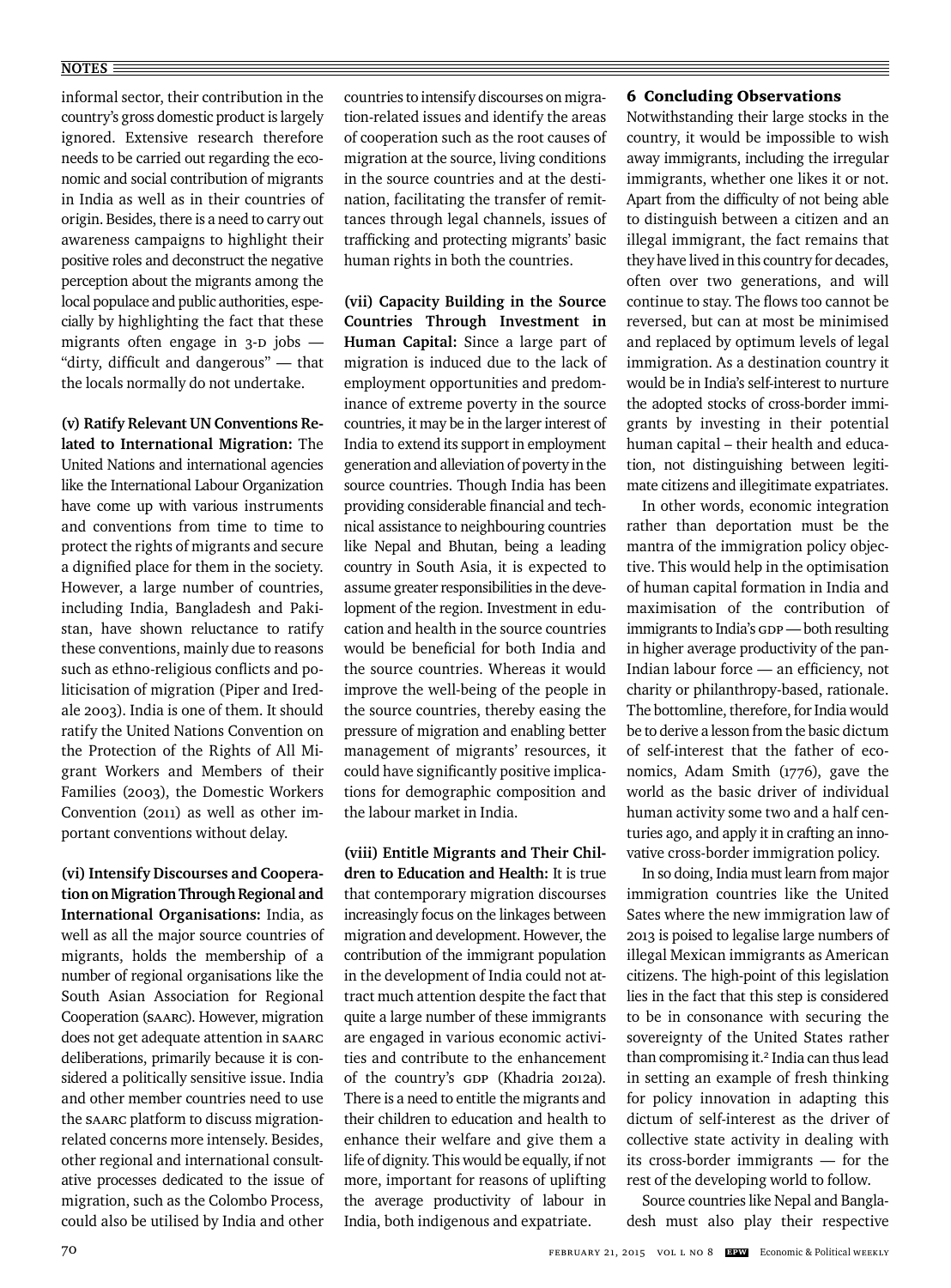informal sector, their contribution in the country's gross domestic product is largely ignored. Extensive research therefore needs to be carried out regarding the economic and social contribution of migrants in India as well as in their countries of origin. Besides, there is a need to carry out awareness campaigns to highlight their positive roles and deconstruct the negative perception about the migrants among the local populace and public authorities, especially by highlighting the fact that these migrants often engage in 3-D jobs — "dirty, difficult and dangerous" — that the locals normally do not undertake.

**(v) Ratify Relevant UN Conventions Related to International Migration:** The United Nations and international agencies like the International Labour Organization have come up with various instruments and conventions from time to time to protect the rights of migrants and secure a dignified place for them in the society. However, a large number of countries, including India, Bangladesh and Pakistan, have shown reluctance to ratify these conventions, mainly due to reasons such as ethno-religious conflicts and politicisation of migration (Piper and Iredale 2003). India is one of them. It should ratify the United Nations Convention on the Protection of the Rights of All Migrant Workers and Members of their Families (2003), the Domestic Workers Convention (2011) as well as other important conventions without delay.

**(vi) Intensify Discourses and Cooperation on Migration Through Regional and International Organisations:** India, as well as all the major source countries of migrants, holds the membership of a number of regional organisations like the South Asian Association for Regional Cooperation (SAARC). However, migration does not get adequate attention in SAARC deliberations, primarily because it is considered a politically sensitive issue. India and other member countries need to use the SAARC platform to discuss migration-related concerns more intensely. Besides, other regional and international consultative processes dedicated to the issue of migration, such as the Colombo Process, could also be utilised by India and other countries to intensify discourses on migration-related issues and identify the areas of cooperation such as the root causes of migration at the source, living conditions in the source countries and at the destination, facilitating the transfer of remittances through legal channels, issues of trafficking and protecting migrants' basic human rights in both the countries.

**(vii) Capacity Building in the Source Countries Through Investment in Human Capital:** Since a large part of migration is induced due to the lack of employment opportunities and predominance of extreme poverty in the source countries, it may be in the larger interest of India to extend its support in employment generation and alleviation of poverty in the source countries. Though India has been providing considerable financial and technical assistance to neighbouring countries like Nepal and Bhutan, being a leading country in South Asia, it is expected to assume greater responsibilities in the development of the region. Investment in education and health in the source countries would be beneficial for both India and the source countries. Whereas it would improve the well-being of the people in the source countries, thereby easing the pressure of migration and enabling better management of migrants' resources, it could have significantly positive implications for demographic composition and the labour market in India.

**(viii) Entitle Migrants and Their Children to Education and Health:** It is true that contemporary migration discourses increasingly focus on the linkages between migration and development. However, the contribution of the immigrant population in the development of India could not attract much attention despite the fact that quite a large number of these immigrants are engaged in various economic activities and contribute to the enhancement of the country's GDP (Khadria 2012a). There is a need to entitle the migrants and their children to education and health to enhance their welfare and give them a life of dignity. This would be equally, if not more, important for reasons of uplifting the average productivity of labour in India, both indigenous and expatriate.

## 6 Concluding Observations

Notwithstanding their large stocks in the country, it would be impossible to wish away immigrants, including the irregular immigrants, whether one likes it or not. Apart from the difficulty of not being able to distinguish between a citizen and an illegal immigrant, the fact remains that they have lived in this country for decades, often over two generations, and will continue to stay. The flows too cannot be reversed, but can at most be minimised and replaced by optimum levels of legal immigration. As a destination country it would be in India's self-interest to nurture the adopted stocks of cross-border immigrants by investing in their potential human capital – their health and education, not distinguishing between legitimate citizens and illegitimate expatriates.

In other words, economic integration rather than deportation must be the mantra of the immigration policy objective. This would help in the optimisation of human capital formation in India and maximisation of the contribution of immigrants to India's GDP — both resulting in higher average productivity of the pan-Indian labour force — an efficiency, not charity or philanthropy-based, rationale. The bottomline, therefore, for India would be to derive a lesson from the basic dictum of self-interest that the father of economics, Adam Smith (1776), gave the world as the basic driver of individual human activity some two and a half centuries ago, and apply it in crafting an innovative cross-border immigration policy.

In so doing, India must learn from major immigration countries like the United Sates where the new immigration law of 2013 is poised to legalise large numbers of illegal Mexican immigrants as American citizens. The high-point of this legislation lies in the fact that this step is considered to be in consonance with securing the sovereignty of the United States rather than compromising it.[2] India can thus lead in setting an example of fresh thinking for policy innovation in adapting this dictum of self-interest as the driver of collective state activity in dealing with its cross-border immigrants — for the rest of the developing world to follow.

Source countries like Nepal and Bangladesh must also play their respective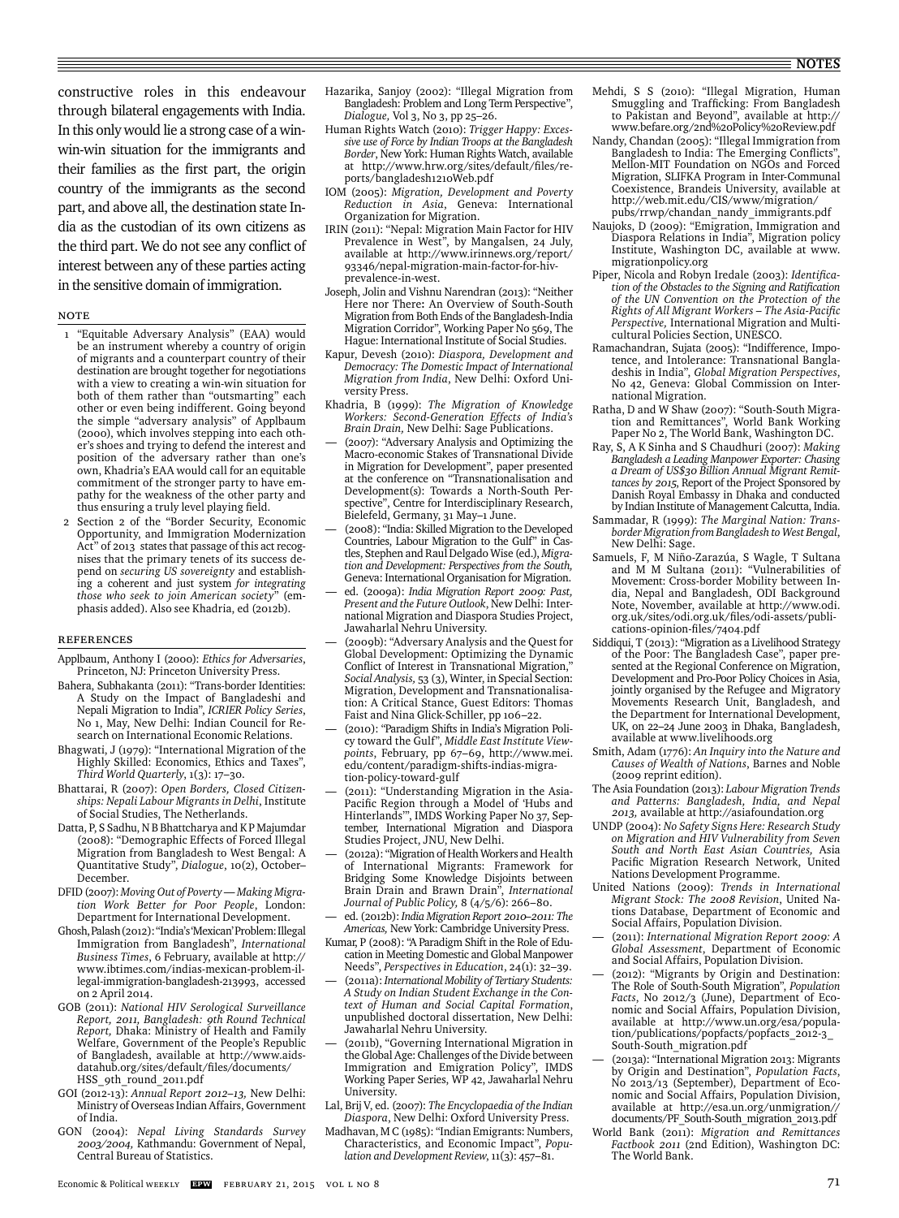constructive roles in this endeavour through bilateral engagements with India. In this only would lie a strong case of a win-win-win situation for the immigrants and their families as the first part, the origin country of the immigrants as the second part, and above all, the destination state India as the custodian of its own citizens as the third part. We do not see any conflict of interest between any of these parties acting in the sensitive domain of immigration.

## NOTE

1. "Equitable Adversary Analysis" (EAA) would be an instrument whereby a country of origin of migrants and a counterpart country of their destination are brought together for negotiations with a view to creating a win-win situation for both of them rather than "outsmarting" each other or even being indifferent. Going beyond the simple "adversary analysis" of Applbaum (2000), which involves stepping into each other's shoes and trying to defend the interest and position of the adversary rather than one's own, Khadria's EAA would call for an equitable commitment of the stronger party to have empathy for the weakness of the other party and thus ensuring a truly level playing field.
2. Section 2 of the "Border Security, Economic Opportunity, and Immigration Modernization Act" of 2013 states that passage of this act recognises that the primary tenets of its success depend on *securing US sovereignty* and establishing a coherent and just system *for integrating those who seek to join American society*" (emphasis added). Also see Khadria, ed (2012b).

## REFERENCES

Applbaum, Anthony I (2000): *Ethics for Adversaries*, Princeton, NJ: Princeton University Press.

Bahera, Subhakanta (2011): "Trans-border Identities: A Study on the Impact of Bangladeshi and Nepali Migration to India", *ICRIER Policy Series*, No 1, May, New Delhi: Indian Council for Research on International Economic Relations.

Bhagwati, J (1979): "International Migration of the Highly Skilled: Economics, Ethics and Taxes", *Third World Quarterly*, 1(3): 17–30.

Bhattarai, R (2007): *Open Borders, Closed Citizenships: Nepali Labour Migrants in Delhi*, Institute of Social Studies, The Netherlands.

Datta, P, S Sadhu, N B Bhattcharya and K P Majumdar (2008): "Demographic Effects of Forced Illegal Migration from Bangladesh to West Bengal: A Quantitative Study", *Dialogue*, 10(2), October–December.

DFID (2007): *Moving Out of Poverty — Making Migration Work Better for Poor People*, London: Department for International Development.

Ghosh, Palash (2012): "India's 'Mexican' Problem: Illegal Immigration from Bangladesh", *International Business Times*, 6 February, available at http://www.ibtimes.com/indias-mexican-problem-illegal-immigration-bangladesh-213993, accessed on 2 April 2014.

GOB (2011): *National HIV Serological Surveillance Report, 2011, Bangladesh: 9th Round Technical Report,* Dhaka: Ministry of Health and Family Welfare, Government of the People's Republic of Bangladesh, available at http://www.aidsdatahub.org/sites/default/files/documents/HSS_9th_round_2011.pdf

GOI (2012-13): *Annual Report 2012–13,* New Delhi: Ministry of Overseas Indian Affairs, Government of India.

GON (2004): *Nepal Living Standards Survey 2003/2004,* Kathmandu: Government of Nepal, Central Bureau of Statistics.

Hazarika, Sanjoy (2002): "Illegal Migration from Bangladesh: Problem and Long Term Perspective", *Dialogue,* Vol 3, No 3, pp 25–26.

Human Rights Watch (2010): *Trigger Happy: Excessive use of Force by Indian Troops at the Bangladesh Border*, New York: Human Rights Watch, available at http://www.hrw.org/sites/default/files/reports/bangladesh1210Web.pdf

IOM (2005): *Migration, Development and Poverty Reduction in Asia*, Geneva: International Organization for Migration.

IRIN (2011): "Nepal: Migration Main Factor for HIV Prevalence in West", by Mangalsen, 24 July, available at http://www.irinnews.org/report/93346/nepal-migration-main-factor-for-hiv-prevalence-in-west.

Joseph, Jolin and Vishnu Narendran (2013): "Neither Here nor There: An Overview of South-South Migration from Both Ends of the Bangladesh-India Migration Corridor", Working Paper No 569, The Hague: International Institute of Social Studies.

Kapur, Devesh (2010): *Diaspora, Development and Democracy: The Domestic Impact of International Migration from India*, New Delhi: Oxford University Press.

Khadria, B (1999): *The Migration of Knowledge Workers: Second-Generation Effects of India's Brain Drain,* New Delhi: Sage Publications.

— (2007): "Adversary Analysis and Optimizing the Macro-economic Stakes of Transnational Divide in Migration for Development", paper presented at the conference on "Transnationalisation and Development(s): Towards a North-South Perspective", Centre for Interdisciplinary Research, Bielefeld, Germany, 31 May–1 June.

— (2008): "India: Skilled Migration to the Developed Countries, Labour Migration to the Gulf" in Castles, Stephen and Raul Delgado Wise (ed.), *Migration and Development: Perspectives from the South,* Geneva: International Organisation for Migration.

— ed. (2009a): *India Migration Report 2009: Past, Present and the Future Outlook*, New Delhi: International Migration and Diaspora Studies Project, Jawaharlal Nehru University.

— (2009b): "Adversary Analysis and the Quest for Global Development: Optimizing the Dynamic Conflict of Interest in Transnational Migration," *Social Analysis,* 53 (3), Winter, in Special Section: Migration, Development and Transnationalisation: A Critical Stance, Guest Editors: Thomas Faist and Nina Glick-Schiller, pp 106–22.

— (2010): "Paradigm Shifts in India's Migration Policy toward the Gulf", *Middle East Institute Viewpoints*, February, pp 67–69, http://www.mei.edu/content/paradigm-shifts-indias-migration-policy-toward-gulf

— (2011): "Understanding Migration in the Asia-Pacific Region through a Model of 'Hubs and Hinterlands'", IMDS Working Paper No 37, September, International Migration and Diaspora Studies Project, JNU, New Delhi.

— (2012a): "Migration of Health Workers and Health of International Migrants: Framework for Bridging Some Knowledge Disjoints between Brain Drain and Brawn Drain", *International Journal of Public Policy,* 8 (4/5/6): 266–80.

— ed. (2012b): *India Migration Report 2010–2011: The Americas,* New York: Cambridge University Press.

Kumar, P (2008): "A Paradigm Shift in the Role of Education in Meeting Domestic and Global Manpower Needs", *Perspectives in Education*, 24(1): 32–39.

— (2011a): *International Mobility of Tertiary Students: A Study on Indian Student Exchange in the Context of Human and Social Capital Formation*, unpublished doctoral dissertation, New Delhi: Jawaharlal Nehru University.

— (2011b), "Governing International Migration in the Global Age: Challenges of the Divide between Immigration and Emigration Policy", IMDS Working Paper Series, WP 42, Jawaharlal Nehru University.

Lal, Brij V, ed. (2007): *The Encyclopaedia of the Indian Diaspora*, New Delhi: Oxford University Press.

Madhavan, M C (1985): "Indian Emigrants: Numbers, Characteristics, and Economic Impact", *Population and Development Review,* 11(3): 457–81.

Mehdi, S S (2010): "Illegal Migration, Human Smuggling and Trafficking: From Bangladesh to Pakistan and Beyond", available at http://www.befare.org/2nd%20Policy%20Review.pdf

Nandy, Chandan (2005): "Illegal Immigration from Bangladesh to India: The Emerging Conflicts", Mellon-MIT Foundation on NGOs and Forced Migration, SLIFKA Program in Inter-Communal Coexistence, Brandeis University, available at http://web.mit.edu/CIS/www/migration/pubs/rrwp/chandan_nandy_immigrants.pdf

Naujoks, D (2009): "Emigration, Immigration and Diaspora Relations in India", Migration policy Institute, Washington DC, available at www.migrationpolicy.org

Piper, Nicola and Robyn Iredale (2003): *Identification of the Obstacles to the Signing and Ratification of the UN Convention on the Protection of the Rights of All Migrant Workers – The Asia-Pacific Perspective,* International Migration and Multicultural Policies Section, UNESCO.

Ramachandran, Sujata (2005): "Indifference, Impotence, and Intolerance: Transnational Bangladeshis in India", *Global Migration Perspectives*, No 42, Geneva: Global Commission on International Migration.

Ratha, D and W Shaw (2007): "South-South Migration and Remittances", World Bank Working Paper No 2, The World Bank, Washington DC.

Ray, S, A K Sinha and S Chaudhuri (2007): *Making Bangladesh a Leading Manpower Exporter: Chasing a Dream of US$30 Billion Annual Migrant Remittances by 2015*, Report of the Project Sponsored by Danish Royal Embassy in Dhaka and conducted by Indian Institute of Management Calcutta, India.

Sammadar, R (1999): *The Marginal Nation: Transborder Migration from Bangladesh to West Bengal*, New Delhi: Sage.

Samuels, F, M Niño-Zarazúa, S Wagle, T Sultana and M M Sultana (2011): "Vulnerabilities of Movement: Cross-border Mobility between India, Nepal and Bangladesh, ODI Background Note, November, available at http://www.odi.org.uk/sites/odi.org.uk/files/odi-assets/publications-opinion-files/7404.pdf

Siddiqui, T (2013): "Migration as a Livelihood Strategy of the Poor: The Bangladesh Case", paper presented at the Regional Conference on Migration, Development and Pro-Poor Policy Choices in Asia, jointly organised by the Refugee and Migratory Movements Research Unit, Bangladesh, and the Department for International Development, UK, on 22–24 June 2003 in Dhaka, Bangladesh, available at www.livelihoods.org

Smith, Adam (1776): *An Inquiry into the Nature and Causes of Wealth of Nations*, Barnes and Noble (2009 reprint edition).

The Asia Foundation (2013): *Labour Migration Trends and Patterns: Bangladesh, India, and Nepal 2013,* available at http://asiafoundation.org

UNDP (2004): *No Safety Signs Here: Research Study on Migration and HIV Vulnerability from Seven South and North East Asian Countries,* Asia Pacific Migration Research Network, United Nations Development Programme.

United Nations (2009): *Trends in International Migrant Stock: The 2008 Revision*, United Nations Database, Department of Economic and Social Affairs, Population Division.

— (2011): *International Migration Report 2009: A Global Assessment*, Department of Economic and Social Affairs, Population Division.

— (2012): "Migrants by Origin and Destination: The Role of South-South Migration", *Population Facts*, No 2012/3 (June), Department of Economic and Social Affairs, Population Division, available at http://www.un.org/esa/population/publications/popfacts/popfacts_2012-3_South-South_migration.pdf

— (2013a): "International Migration 2013: Migrants by Origin and Destination", *Population Facts*, No 2013/13 (September), Department of Economic and Social Affairs, Population Division, available at http://esa.un.org/unmigration//documents/PF_South-South_migration_2013.pdf

World Bank (2011): *Migration and Remittances Factbook 2011* (2nd Edition), Washington DC: The World Bank.